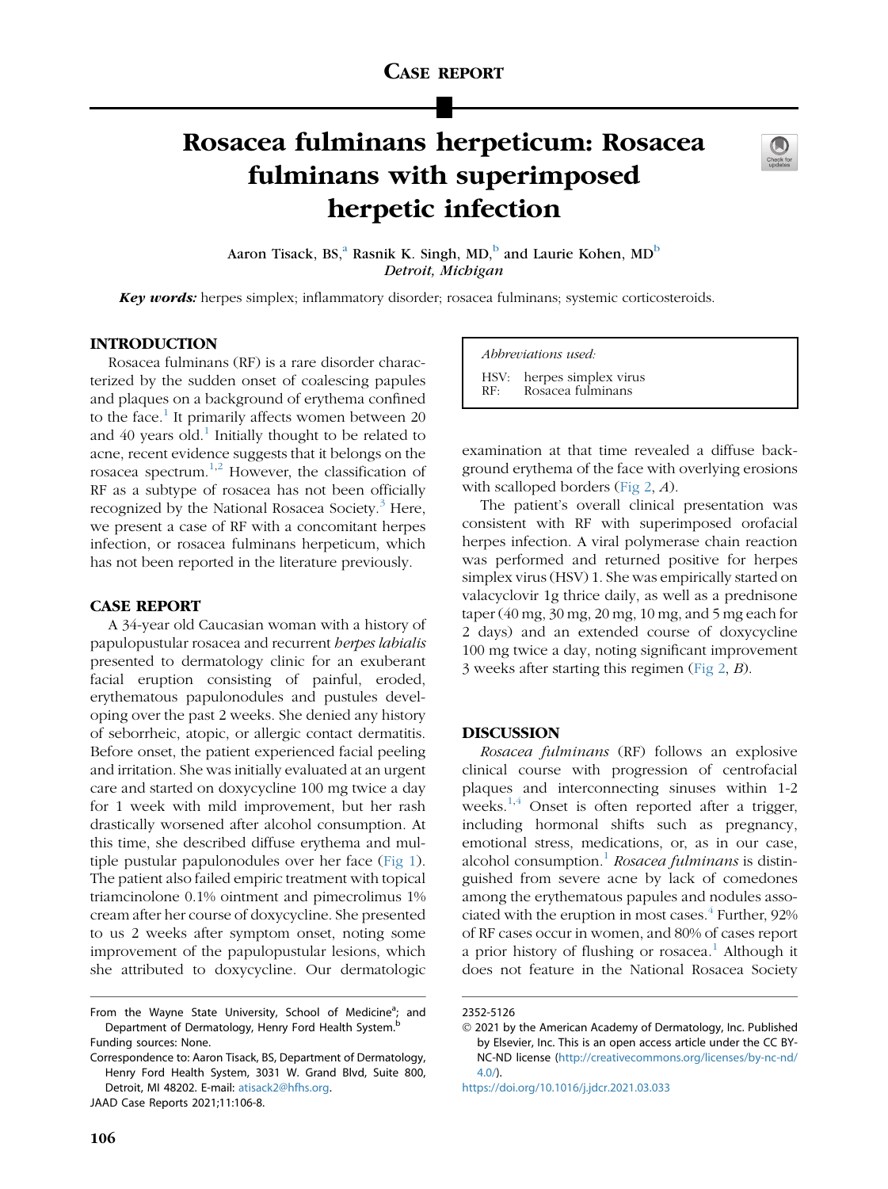Case report

# Rosacea fulminans herpeticum: Rosacea fulminans with superimposed herpetic infection

Aaron Tisack, BS,[a] Rasnik K. Singh, MD,[b] and Laurie Kohen, MD[b]
*Detroit, Michigan*

***Key words:*** herpes simplex; inflammatory disorder; rosacea fulminans; systemic corticosteroids.

*Abbreviations used:*

HSV: herpes simplex virus
RF: Rosacea fulminans

## INTRODUCTION

Rosacea fulminans (RF) is a rare disorder characterized by the sudden onset of coalescing papules and plaques on a background of erythema confined to the face.[1] It primarily affects women between 20 and 40 years old.[1] Initially thought to be related to acne, recent evidence suggests that it belongs on the rosacea spectrum.[1,2] However, the classification of RF as a subtype of rosacea has not been officially recognized by the National Rosacea Society.[3] Here, we present a case of RF with a concomitant herpes infection, or rosacea fulminans herpeticum, which has not been reported in the literature previously.

## CASE REPORT

A 34-year old Caucasian woman with a history of papulopustular rosacea and recurrent *herpes labialis* presented to dermatology clinic for an exuberant facial eruption consisting of painful, eroded, erythematous papulonodules and pustules developing over the past 2 weeks. She denied any history of seborrheic, atopic, or allergic contact dermatitis. Before onset, the patient experienced facial peeling and irritation. She was initially evaluated at an urgent care and started on doxycycline 100 mg twice a day for 1 week with mild improvement, but her rash drastically worsened after alcohol consumption. At this time, she described diffuse erythema and multiple pustular papulonodules over her face (Fig 1). The patient also failed empiric treatment with topical triamcinolone 0.1% ointment and pimecrolimus 1% cream after her course of doxycycline. She presented to us 2 weeks after symptom onset, noting some improvement of the papulopustular lesions, which she attributed to doxycycline. Our dermatologic examination at that time revealed a diffuse background erythema of the face with overlying erosions with scalloped borders (Fig 2, *A*).

The patient's overall clinical presentation was consistent with RF with superimposed orofacial herpes infection. A viral polymerase chain reaction was performed and returned positive for herpes simplex virus (HSV) 1. She was empirically started on valacyclovir 1g thrice daily, as well as a prednisone taper (40 mg, 30 mg, 20 mg, 10 mg, and 5 mg each for 2 days) and an extended course of doxycycline 100 mg twice a day, noting significant improvement 3 weeks after starting this regimen (Fig 2, *B*).

## DISCUSSION

*Rosacea fulminans* (RF) follows an explosive clinical course with progression of centrofacial plaques and interconnecting sinuses within 1-2 weeks.[1,4] Onset is often reported after a trigger, including hormonal shifts such as pregnancy, emotional stress, medications, or, as in our case, alcohol consumption.[1] *Rosacea fulminans* is distinguished from severe acne by lack of comedones among the erythematous papules and nodules associated with the eruption in most cases.[4] Further, 92% of RF cases occur in women, and 80% of cases report a prior history of flushing or rosacea.[1] Although it does not feature in the National Rosacea Society

From the Wayne State University, School of Medicine[a]; and Department of Dermatology, Henry Ford Health System.[b]

Funding sources: None.

Correspondence to: Aaron Tisack, BS, Department of Dermatology, Henry Ford Health System, 3031 W. Grand Blvd, Suite 800, Detroit, MI 48202. E-mail: atisack2@hfhs.org.

JAAD Case Reports 2021;11:106-8.

2352-5126

© 2021 by the American Academy of Dermatology, Inc. Published by Elsevier, Inc. This is an open access article under the CC BY-NC-ND license (http://creativecommons.org/licenses/by-nc-nd/4.0/).

https://doi.org/10.1016/j.jdcr.2021.03.033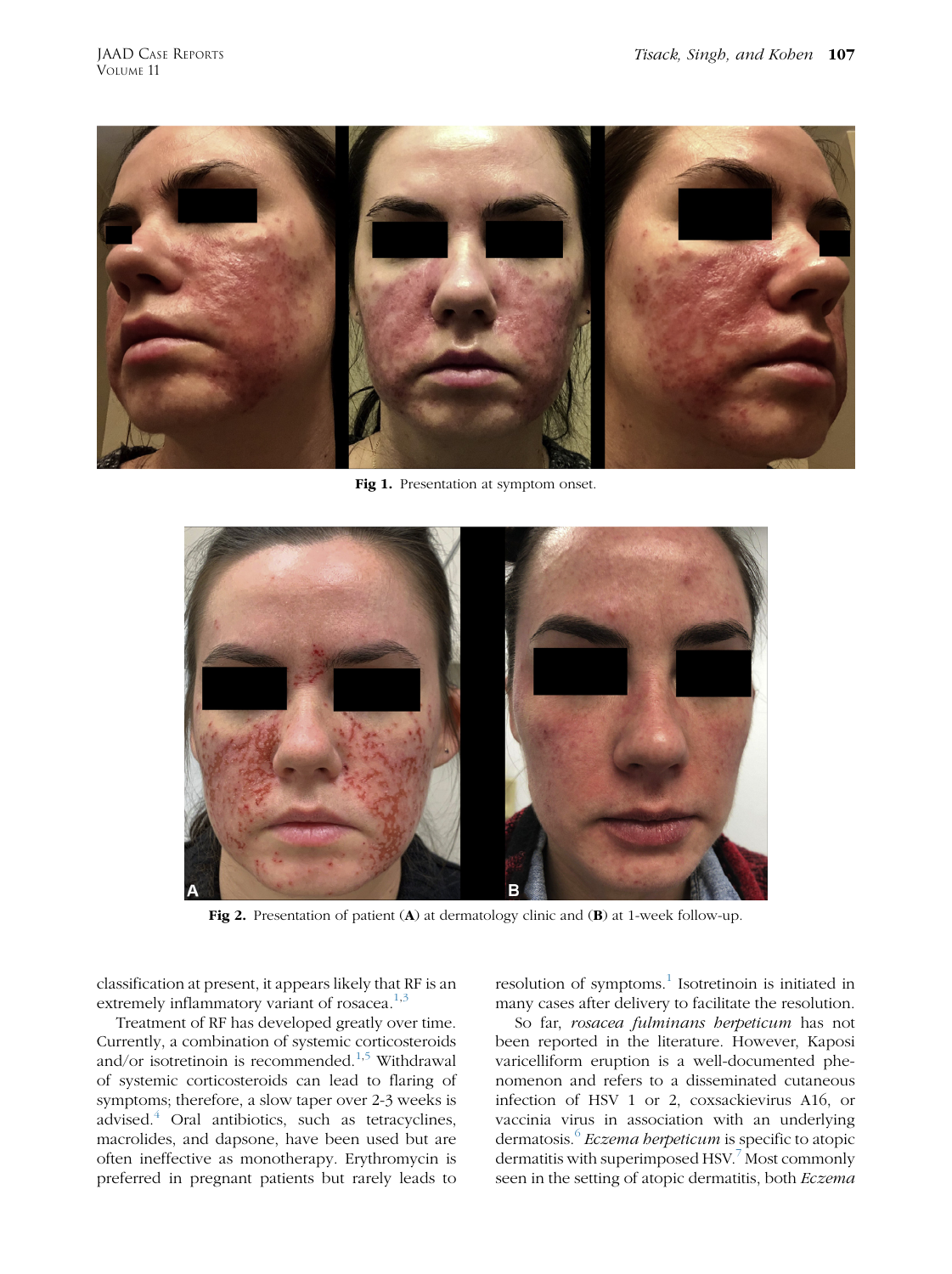**Fig 1.** Presentation at symptom onset.

**Fig 2.** Presentation of patient (**A**) at dermatology clinic and (**B**) at 1-week follow-up.

classification at present, it appears likely that RF is an extremely inflammatory variant of rosacea.[1,3]

Treatment of RF has developed greatly over time. Currently, a combination of systemic corticosteroids and/or isotretinoin is recommended.[1,5] Withdrawal of systemic corticosteroids can lead to flaring of symptoms; therefore, a slow taper over 2-3 weeks is advised.[4] Oral antibiotics, such as tetracyclines, macrolides, and dapsone, have been used but are often ineffective as monotherapy. Erythromycin is preferred in pregnant patients but rarely leads to resolution of symptoms.[1] Isotretinoin is initiated in many cases after delivery to facilitate the resolution.

So far, *rosacea fulminans herpeticum* has not been reported in the literature. However, Kaposi varicelliform eruption is a well-documented phenomenon and refers to a disseminated cutaneous infection of HSV 1 or 2, coxsackievirus A16, or vaccinia virus in association with an underlying dermatosis.[6] *Eczema herpeticum* is specific to atopic dermatitis with superimposed HSV.[7] Most commonly seen in the setting of atopic dermatitis, both *Eczema*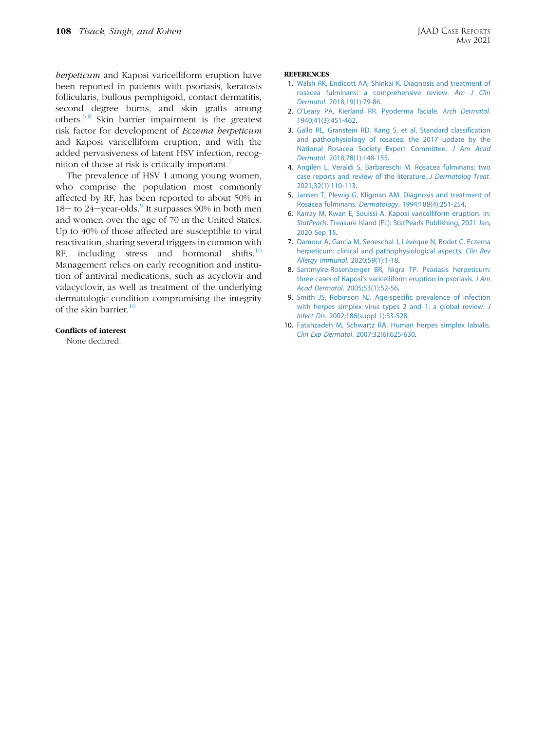*herpeticum* and Kaposi varicelliform eruption have been reported in patients with psoriasis, keratosis follicularis, bullous pemphigoid, contact dermatitis, second degree burns, and skin grafts among others.[6,8] Skin barrier impairment is the greatest risk factor for development of *Eczema herpeticum* and Kaposi varicelliform eruption, and with the added pervasiveness of latent HSV infection, recognition of those at risk is critically important.[7]

The prevalence of HSV 1 among young women, who comprise the population most commonly affected by RF, has been reported to about 50% in 18– to 24–year-olds.[9] It surpasses 90% in both men and women over the age of 70 in the United States. Up to 40% of those affected are susceptible to viral reactivation, sharing several triggers in common with RF, including stress and hormonal shifts.[10] Management relies on early recognition and institution of antiviral medications, such as acyclovir and valacyclovir, as well as treatment of the underlying dermatologic condition compromising the integrity of the skin barrier.[10]

### Conflicts of interest

None declared.

## REFERENCES

1. Walsh RK, Endicott AA, Shinkai K. Diagnosis and treatment of rosacea fulminans: a comprehensive review. *Am J Clin Dermatol*. 2018;19(1):79-86.
2. O'Leary PA, Kierland RR. Pyoderma faciale. *Arch Dermatol*. 1940;41(3):451-462.
3. Gallo RL, Granstein RD, Kang S, et al. Standard classification and pathophysiology of rosacea: the 2017 update by the National Rosacea Society Expert Committee. *J Am Acad Dermatol*. 2018;78(1):148-155.
4. Angileri L, Veraldi S, Barbareschi M. Rosacea fulminans: two case reports and review of the literature. *J Dermatolog Treat*. 2021;32(1):110-113.
5. Jansen T, Plewig G, Kligman AM. Diagnosis and treatment of Rosacea fulminans. *Dermatology*. 1994;188(4):251-254.
6. Karray M, Kwan E, Souissi A. Kaposi varicelliform eruption. In: *StatPearls*. Treasure Island (FL): StatPearls Publishing; 2021 Jan; 2020 Sep 15.
7. Damour A, Garcia M, Seneschal J, Lévêque N, Bodet C. Eczema herpeticum: clinical and pathophysiological aspects. *Clin Rev Allergy Immunol*. 2020;59(1):1-18.
8. Santmyire-Rosenberger BR, Nigra TP. Psoriasis herpeticum: three cases of Kaposi's varicelliform eruption in psoriasis. *J Am Acad Dermatol*. 2005;53(1):52-56.
9. Smith JS, Robinson NJ. Age-specific prevalence of infection with herpes simplex virus types 2 and 1: a global review. *J Infect Dis*. 2002;186(suppl 1):S3-S28.
10. Fatahzadeh M, Schwartz RA. Human herpes simplex labialis. *Clin Exp Dermatol*. 2007;32(6):625-630.